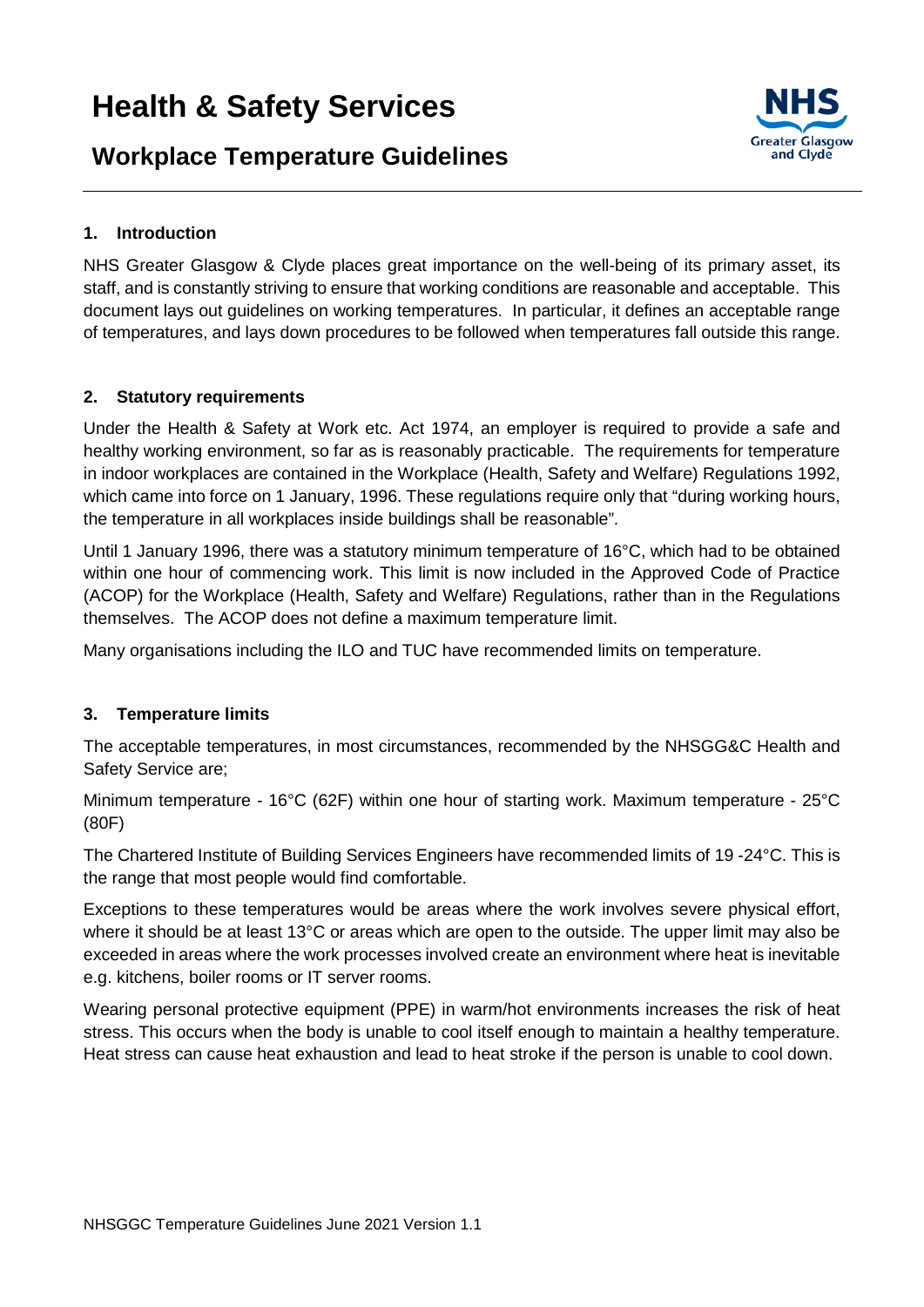# Health & Safety Services

## Workplace Temperature Guidelines

### 1. Introduction

NHS Greater Glasgow & Clyde places great importance on the well-being of its primary asset, its staff, and is constantly striving to ensure that working conditions are reasonable and acceptable. This document lays out guidelines on working temperatures. In particular, it defines an acceptable range of temperatures, and lays down procedures to be followed when temperatures fall outside this range.

### 2. Statutory requirements

Under the Health & Safety at Work etc. Act 1974, an employer is required to provide a safe and healthy working environment, so far as is reasonably practicable. The requirements for temperature in indoor workplaces are contained in the Workplace (Health, Safety and Welfare) Regulations 1992, which came into force on 1 January, 1996. These regulations require only that "during working hours, the temperature in all workplaces inside buildings shall be reasonable".

Until 1 January 1996, there was a statutory minimum temperature of 16°C, which had to be obtained within one hour of commencing work. This limit is now included in the Approved Code of Practice (ACOP) for the Workplace (Health, Safety and Welfare) Regulations, rather than in the Regulations themselves. The ACOP does not define a maximum temperature limit.

Many organisations including the ILO and TUC have recommended limits on temperature.

### 3. Temperature limits

The acceptable temperatures, in most circumstances, recommended by the NHSGG&C Health and Safety Service are;

Minimum temperature - 16°C (62F) within one hour of starting work. Maximum temperature - 25°C (80F)

The Chartered Institute of Building Services Engineers have recommended limits of 19 -24°C. This is the range that most people would find comfortable.

Exceptions to these temperatures would be areas where the work involves severe physical effort, where it should be at least 13°C or areas which are open to the outside. The upper limit may also be exceeded in areas where the work processes involved create an environment where heat is inevitable e.g. kitchens, boiler rooms or IT server rooms.

Wearing personal protective equipment (PPE) in warm/hot environments increases the risk of heat stress. This occurs when the body is unable to cool itself enough to maintain a healthy temperature. Heat stress can cause heat exhaustion and lead to heat stroke if the person is unable to cool down.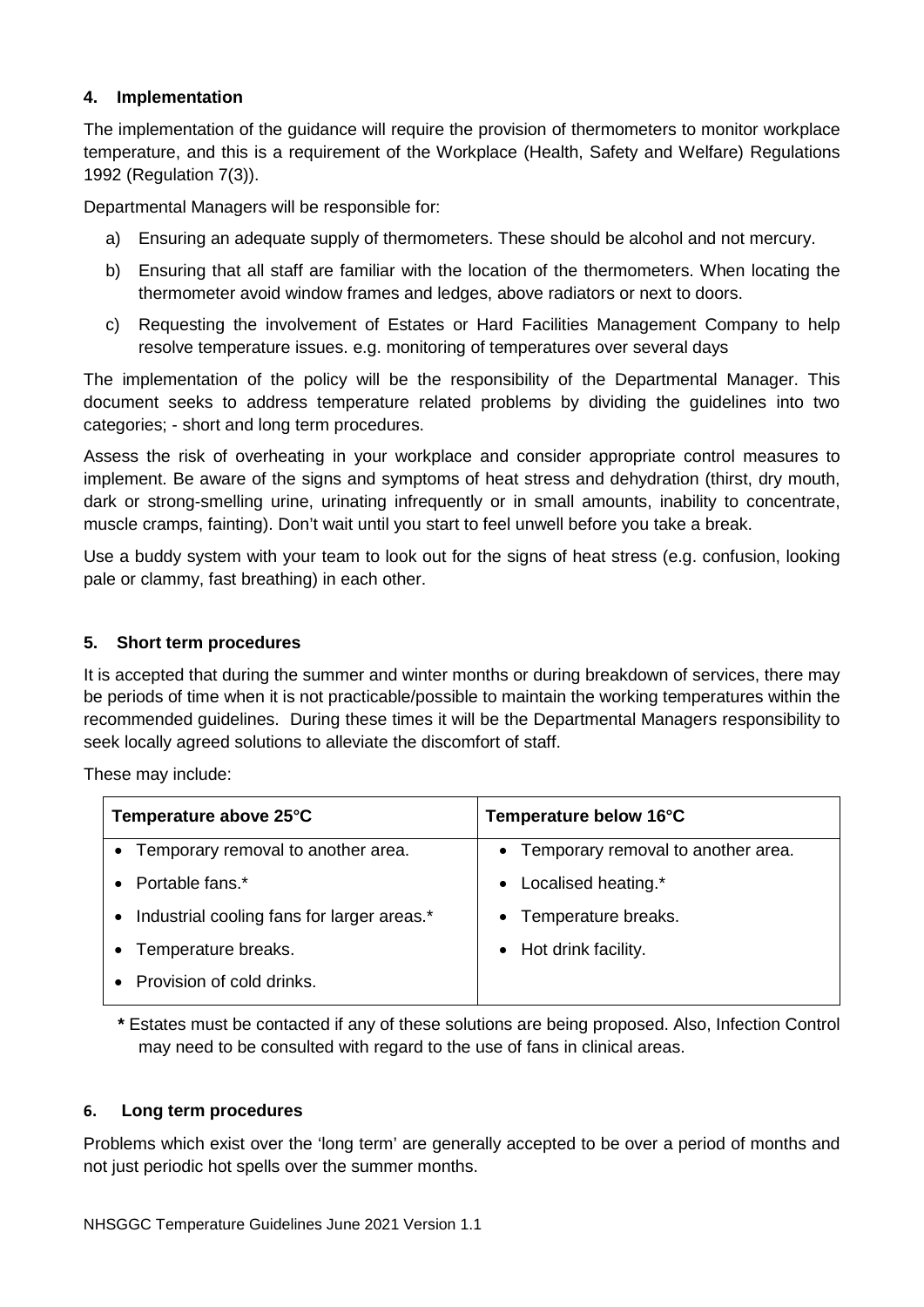## 4. Implementation

The implementation of the guidance will require the provision of thermometers to monitor workplace temperature, and this is a requirement of the Workplace (Health, Safety and Welfare) Regulations 1992 (Regulation 7(3)).

Departmental Managers will be responsible for:

a) Ensuring an adequate supply of thermometers. These should be alcohol and not mercury.

b) Ensuring that all staff are familiar with the location of the thermometers. When locating the thermometer avoid window frames and ledges, above radiators or next to doors.

c) Requesting the involvement of Estates or Hard Facilities Management Company to help resolve temperature issues. e.g. monitoring of temperatures over several days

The implementation of the policy will be the responsibility of the Departmental Manager. This document seeks to address temperature related problems by dividing the guidelines into two categories; - short and long term procedures.

Assess the risk of overheating in your workplace and consider appropriate control measures to implement. Be aware of the signs and symptoms of heat stress and dehydration (thirst, dry mouth, dark or strong-smelling urine, urinating infrequently or in small amounts, inability to concentrate, muscle cramps, fainting). Don't wait until you start to feel unwell before you take a break.

Use a buddy system with your team to look out for the signs of heat stress (e.g. confusion, looking pale or clammy, fast breathing) in each other.

## 5. Short term procedures

It is accepted that during the summer and winter months or during breakdown of services, there may be periods of time when it is not practicable/possible to maintain the working temperatures within the recommended guidelines. During these times it will be the Departmental Managers responsibility to seek locally agreed solutions to alleviate the discomfort of staff.

These may include:

| Temperature above 25°C | Temperature below 16°C |
|---|---|
| • Temporary removal to another area.<br>• Portable fans.*<br>• Industrial cooling fans for larger areas.*<br>• Temperature breaks.<br>• Provision of cold drinks. | • Temporary removal to another area.<br>• Localised heating.*<br>• Temperature breaks.<br>• Hot drink facility. |

**\*** Estates must be contacted if any of these solutions are being proposed. Also, Infection Control may need to be consulted with regard to the use of fans in clinical areas.

## 6. Long term procedures

Problems which exist over the 'long term' are generally accepted to be over a period of months and not just periodic hot spells over the summer months.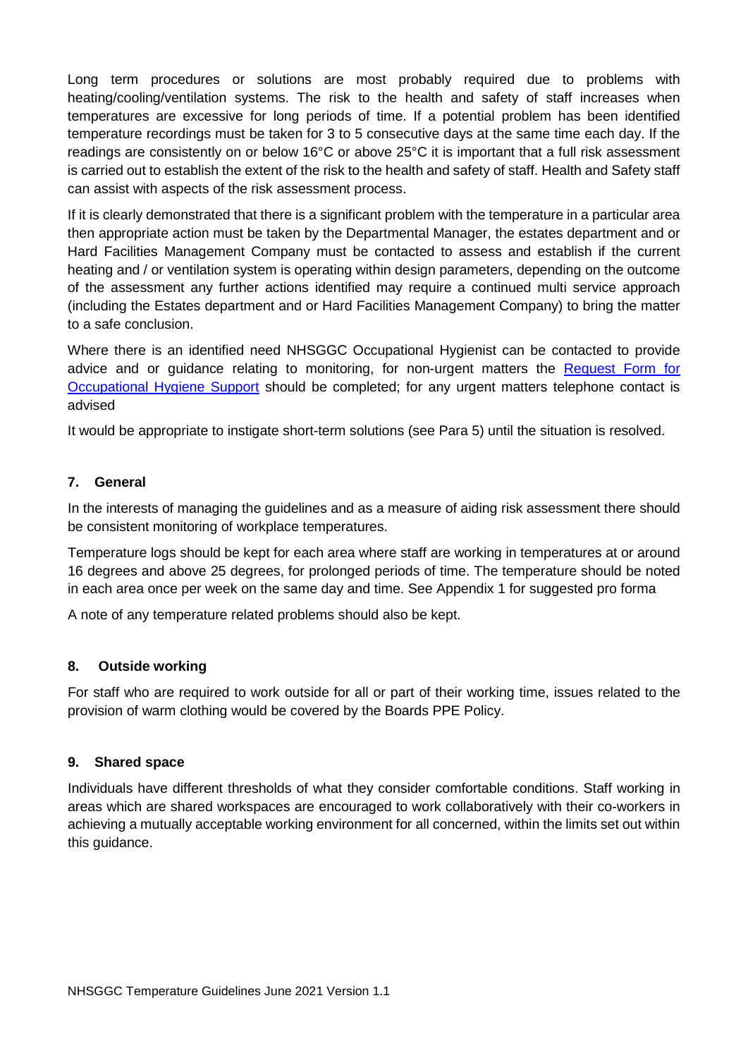Long term procedures or solutions are most probably required due to problems with heating/cooling/ventilation systems. The risk to the health and safety of staff increases when temperatures are excessive for long periods of time. If a potential problem has been identified temperature recordings must be taken for 3 to 5 consecutive days at the same time each day. If the readings are consistently on or below 16°C or above 25°C it is important that a full risk assessment is carried out to establish the extent of the risk to the health and safety of staff. Health and Safety staff can assist with aspects of the risk assessment process.

If it is clearly demonstrated that there is a significant problem with the temperature in a particular area then appropriate action must be taken by the Departmental Manager, the estates department and or Hard Facilities Management Company must be contacted to assess and establish if the current heating and / or ventilation system is operating within design parameters, depending on the outcome of the assessment any further actions identified may require a continued multi service approach (including the Estates department and or Hard Facilities Management Company) to bring the matter to a safe conclusion.

Where there is an identified need NHSGGC Occupational Hygienist can be contacted to provide advice and or guidance relating to monitoring, for non-urgent matters the Request Form for Occupational Hygiene Support should be completed; for any urgent matters telephone contact is advised

It would be appropriate to instigate short-term solutions (see Para 5) until the situation is resolved.

## 7. General

In the interests of managing the guidelines and as a measure of aiding risk assessment there should be consistent monitoring of workplace temperatures.

Temperature logs should be kept for each area where staff are working in temperatures at or around 16 degrees and above 25 degrees, for prolonged periods of time. The temperature should be noted in each area once per week on the same day and time. See Appendix 1 for suggested pro forma

A note of any temperature related problems should also be kept.

## 8. Outside working

For staff who are required to work outside for all or part of their working time, issues related to the provision of warm clothing would be covered by the Boards PPE Policy.

## 9. Shared space

Individuals have different thresholds of what they consider comfortable conditions. Staff working in areas which are shared workspaces are encouraged to work collaboratively with their co-workers in achieving a mutually acceptable working environment for all concerned, within the limits set out within this guidance.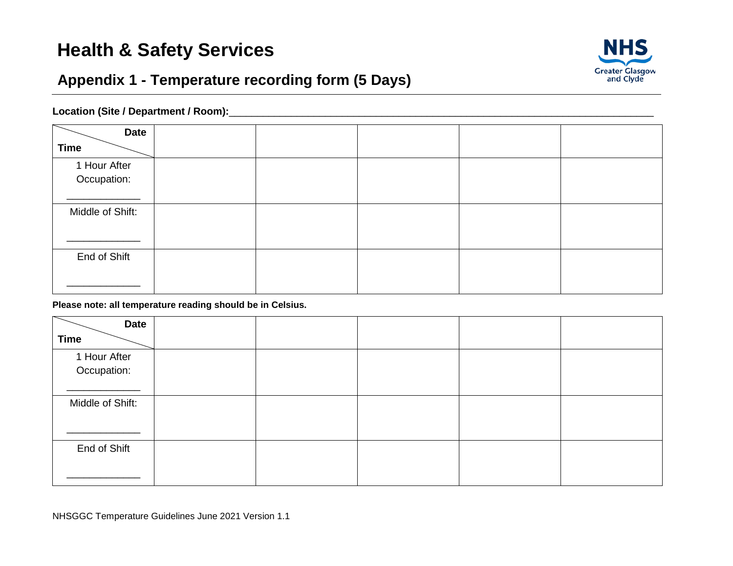# Health & Safety Services

## Appendix 1 - Temperature recording form (5 Days)

**Location (Site / Department / Room):**_______________________________________________

| **Date** / **Time** | | | | | |
|---|---|---|---|---|---|
| 1 Hour After Occupation: _____________ | | | | | |
| Middle of Shift: _____________ | | | | | |
| End of Shift _____________ | | | | | |

**Please note: all temperature reading should be in Celsius.**

| **Date** / **Time** | | | | | |
|---|---|---|---|---|---|
| 1 Hour After Occupation: _____________ | | | | | |
| Middle of Shift: _____________ | | | | | |
| End of Shift _____________ | | | | | |

NHSGGC Temperature Guidelines June 2021 Version 1.1